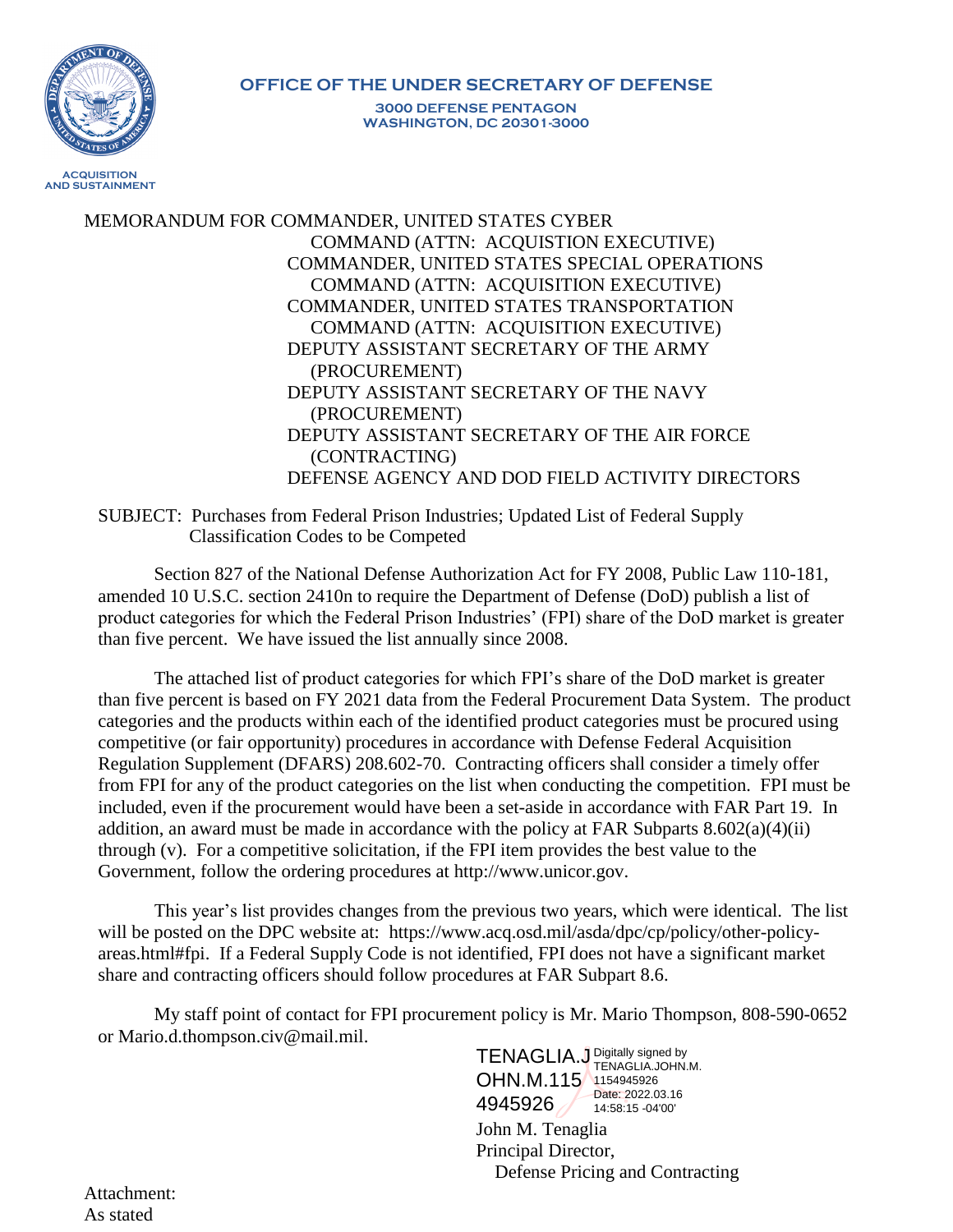OFFICE OF THE UNDER SECRETARY OF DEFENSE

3000 DEFENSE PENTAGON
WASHINGTON, DC 20301-3000

ACQUISITION AND SUSTAINMENT

MEMORANDUM FOR COMMANDER, UNITED STATES CYBER COMMAND (ATTN: ACQUISTION EXECUTIVE)
COMMANDER, UNITED STATES SPECIAL OPERATIONS COMMAND (ATTN: ACQUISTION EXECUTIVE)
COMMANDER, UNITED STATES TRANSPORTATION COMMAND (ATTN: ACQUISTION EXECUTIVE)
DEPUTY ASSISTANT SECRETARY OF THE ARMY (PROCUREMENT)
DEPUTY ASSISTANT SECRETARY OF THE NAVY (PROCUREMENT)
DEPUTY ASSISTANT SECRETARY OF THE AIR FORCE (CONTRACTING)
DEFENSE AGENCY AND DOD FIELD ACTIVITY DIRECTORS

SUBJECT: Purchases from Federal Prison Industries; Updated List of Federal Supply Classification Codes to be Competed

Section 827 of the National Defense Authorization Act for FY 2008, Public Law 110-181, amended 10 U.S.C. section 2410n to require the Department of Defense (DoD) publish a list of product categories for which the Federal Prison Industries' (FPI) share of the DoD market is greater than five percent. We have issued the list annually since 2008.

The attached list of product categories for which FPI's share of the DoD market is greater than five percent is based on FY 2021 data from the Federal Procurement Data System. The product categories and the products within each of the identified product categories must be procured using competitive (or fair opportunity) procedures in accordance with Defense Federal Acquisition Regulation Supplement (DFARS) 208.602-70. Contracting officers shall consider a timely offer from FPI for any of the product categories on the list when conducting the competition. FPI must be included, even if the procurement would have been a set-aside in accordance with FAR Part 19. In addition, an award must be made in accordance with the policy at FAR Subparts 8.602(a)(4)(ii) through (v). For a competitive solicitation, if the FPI item provides the best value to the Government, follow the ordering procedures at http://www.unicor.gov.

This year's list provides changes from the previous two years, which were identical. The list will be posted on the DPC website at: https://www.acq.osd.mil/asda/dpc/cp/policy/other-policy-areas.html#fpi. If a Federal Supply Code is not identified, FPI does not have a significant market share and contracting officers should follow procedures at FAR Subpart 8.6.

My staff point of contact for FPI procurement policy is Mr. Mario Thompson, 808-590-0652 or Mario.d.thompson.civ@mail.mil.

TENAGLIA.JOHN.M.1154945926
Digitally signed by TENAGLIA.JOHN.M.1154945926
Date: 2022.03.16 14:58:15 -04'00'

John M. Tenaglia
Principal Director,
Defense Pricing and Contracting

Attachment:
As stated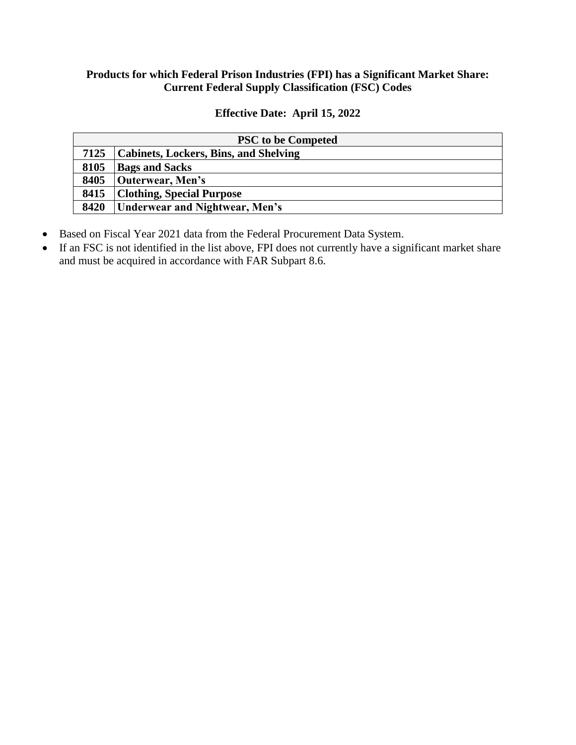**Products for which Federal Prison Industries (FPI) has a Significant Market Share: Current Federal Supply Classification (FSC) Codes**

**Effective Date: April 15, 2022**

| PSC to be Competed | |
|---|---|
| **7125** | **Cabinets, Lockers, Bins, and Shelving** |
| **8105** | **Bags and Sacks** |
| **8405** | **Outerwear, Men's** |
| **8415** | **Clothing, Special Purpose** |
| **8420** | **Underwear and Nightwear, Men's** |

- Based on Fiscal Year 2021 data from the Federal Procurement Data System.
- If an FSC is not identified in the list above, FPI does not currently have a significant market share and must be acquired in accordance with FAR Subpart 8.6.